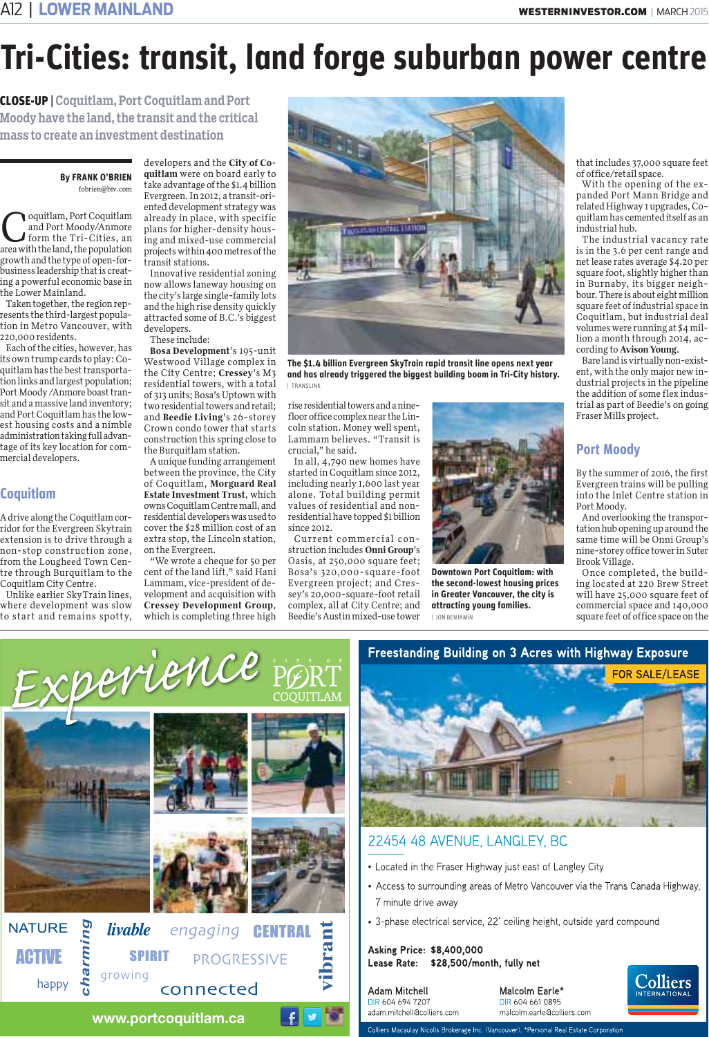# Tri-Cities: transit, land forge suburban power centre

**CLOSE-UP** | Coquitlam, Port Coquitlam and Port Moody have the land, the transit and the critical mass to create an investment destination

By FRANK O'BRIEN
fobrien@biv.com

Coquitlam, Port Coquitlam and Port Moody/Anmore form the Tri-Cities, an area with the land, the population growth and the type of open-for-business leadership that is creating a powerful economic base in the Lower Mainland.

Taken together, the region represents the third-largest population in Metro Vancouver, with 220,000 residents.

Each of the cities, however, has its own trump cards to play: Coquitlam has the best transportation links and largest population; Port Moody /Anmore boast transit and a massive land inventory; and Port Coquitlam has the lowest housing costs and a nimble administration taking full advantage of its key location for commercial developers.

## Coquitlam

A drive along the Coquitlam corridor for the Evergreen Skytrain extension is to drive through a non-stop construction zone, from the Lougheed Town Centre through Burquitlam to the Coquitlam City Centre.

Unlike earlier SkyTrain lines, where development was slow to start and remains spotty, developers and the **City of Coquitlam** were on board early to take advantage of the $1.4 billion Evergreen. In 2012, a transit-oriented development strategy was already in place, with specific plans for higher-density housing and mixed-use commercial projects within 400 metres of the transit stations.

Innovative residential zoning now allows laneway housing on the city's large single-family lots and the high rise density quickly attracted some of B.C.'s biggest developers.

These include:

**Bosa Development**'s 195-unit Westwood Village complex in the City Centre; **Cressey**'s M3 residential towers, with a total of 313 units; Bosa's Uptown with two residential towers and retail; and **Beedie Living**'s 26-storey Crown condo tower that starts construction this spring close to the Burquitlam station.

A unique funding arrangement between the province, the City of Coquitlam, **Morguard Real Estate Investment Trust**, which owns Coquitlam Centre mall, and residential developers was used to cover the $28 million cost of an extra stop, the Lincoln station, on the Evergreen.

"We wrote a cheque for 50 per cent of the land lift," said Hani Lammam, vice-president of development and acquisition with **Cressey Development Group**, which is completing three high rise residential towers and a nine-floor office complex near the Lincoln station. Money well spent, Lammam believes. "Transit is crucial," he said.

In all, 4,790 new homes have started in Coquitlam since 2012, including nearly 1,600 last year alone. Total building permit values of residential and non-residential have topped $1 billion since 2012.

Current commercial construction includes **Onni Group**'s Oasis, at 250,000 square feet; Bosa's 320,000-square-foot Evergreen project; and Cressey's 20,000-square-foot retail complex, all at City Centre; and Beedie's Austin mixed-use tower that includes 37,000 square feet of office/retail space.

The $1.4 billion Evergreen SkyTrain rapid transit line opens next year and has already triggered the biggest building boom in Tri-City history. | TRANSLINK

Downtown Port Coquitlam: with the second-lowest housing prices in Greater Vancouver, the city is attracting young families. | JON BENJAMIN

With the opening of the expanded Port Mann Bridge and related Highway 1 upgrades, Coquitlam has cemented itself as an industrial hub.

The industrial vacancy rate is in the 3.6 per cent range and net lease rates average $4.20 per square foot, slightly higher than in Burnaby, its bigger neighbour. There is about eight million square feet of industrial space in Coquitlam, but industrial deal volumes were running at $4 million a month through 2014, according to **Avison Young**.

Bare land is virtually non-existent, with the only major new industrial projects in the pipeline the addition of some flex industrial as part of Beedie's on going Fraser Mills project.

## Port Moody

By the summer of 2016, the first Evergreen trains will be pulling into the Inlet Centre station in Port Moody.

And overlooking the transportation hub opening up around the same time will be Onni Group's nine-storey office tower in Suter Brook Village.

Once completed, the building located at 220 Brew Street will have 25,000 square feet of commercial space and 140,000 square feet of office space on the

---

Experience CITY OF PORT COQUITLAM

NATURE charming livable engaging CENTRAL vibrant ACTIVE SPIRIT PROGRESSIVE happy growing connected

www.portcoquitlam.ca

---

**Freestanding Building on 3 Acres with Highway Exposure**

FOR SALE/LEASE

22454 48 AVENUE, LANGLEY, BC

- Located in the Fraser Highway just east of Langley City
- Access to surrounding areas of Metro Vancouver via the Trans Canada Highway, 7 minute drive away
- 3-phase electrical service, 22' ceiling height, outside yard compound

**Asking Price:** $8,400,000
**Lease Rate:** $28,500/month, fully net

Adam Mitchell
DIR 604 694 7207
adam.mitchell@colliers.com

Malcolm Earle*
DIR 604 661 0895
malcolm.earle@colliers.com

Colliers INTERNATIONAL

Colliers Macaulay Nicolls Brokerage Inc. (Vancouver). *Personal Real Estate Corporation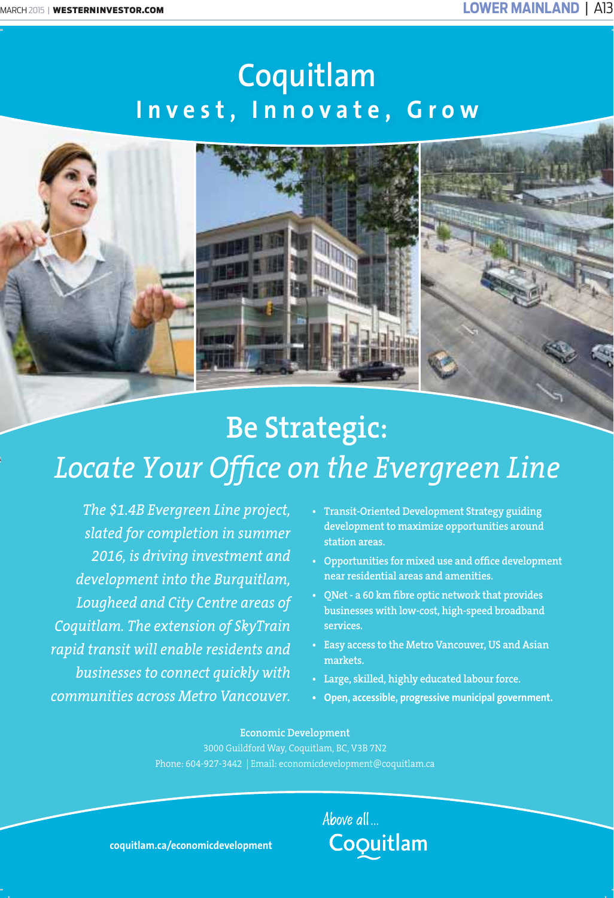# Coquitlam

## Invest, Innovate, Grow

## Be Strategic:

## *Locate Your Office on the Evergreen Line*

*The $1.4B Evergreen Line project, slated for completion in summer 2016, is driving investment and development into the Burquitlam, Lougheed and City Centre areas of Coquitlam. The extension of SkyTrain rapid transit will enable residents and businesses to connect quickly with communities across Metro Vancouver.*

- Transit-Oriented Development Strategy guiding development to maximize opportunities around station areas.
- Opportunities for mixed use and office development near residential areas and amenities.
- QNet - a 60 km fibre optic network that provides businesses with low-cost, high-speed broadband services.
- Easy access to the Metro Vancouver, US and Asian markets.
- Large, skilled, highly educated labour force.
- **Open, accessible, progressive municipal government.**

Economic Development
3000 Guildford Way, Coquitlam, BC, V3B 7N2
Phone: 604-927-3442 | Email: economicdevelopment@coquitlam.ca

**coquitlam.ca/economicdevelopment**

Above all...
Coquitlam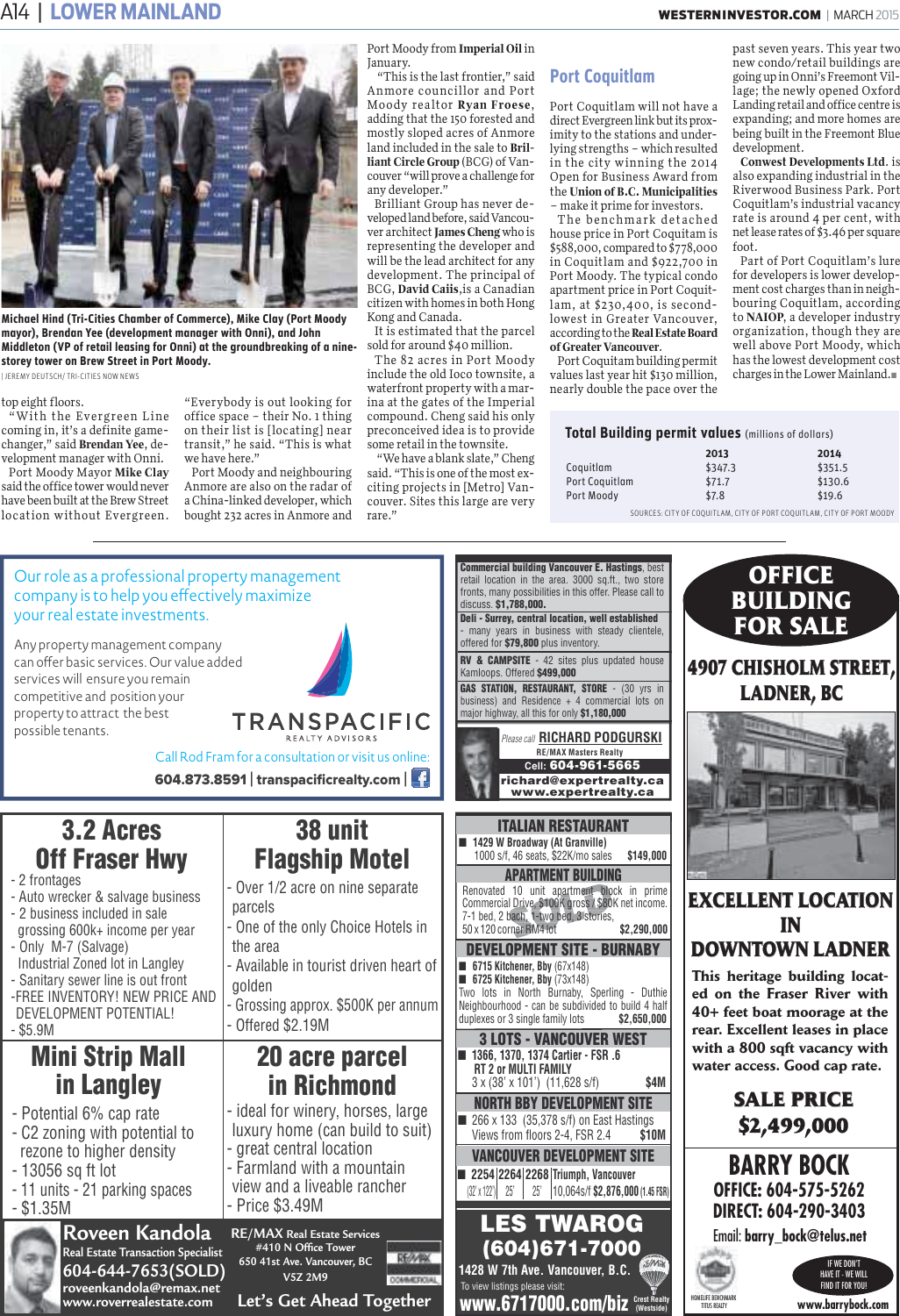Michael Hind (Tri-Cities Chamber of Commerce), Mike Clay (Port Moody mayor), Brendan Yee (development manager with Onni), and John Middleton (VP of retail leasing for Onni) at the groundbreaking of a nine-storey tower on Brew Street in Port Moody.

| JEREMY DEUTSCH/ TRI-CITIES NOW NEWS

top eight floors.

"With the Evergreen Line coming in, it's a definite game-changer," said **Brendan Yee**, development manager with Onni.

Port Moody Mayor **Mike Clay** said the office tower would never have been built at the Brew Street location without Evergreen.

"Everybody is out looking for office space – their No. 1 thing on their list is [locating] near transit," he said. "This is what we have here."

Port Moody and neighbouring Anmore are also on the radar of a China-linked developer, which bought 232 acres in Anmore and Port Moody from **Imperial Oil** in January.

"This is the last frontier," said Anmore councillor and Port Moody realtor **Ryan Froese**, adding that the 150 forested and mostly sloped acres of Anmore land included in the sale to **Brilliant Circle Group** (BCG) of Vancouver "will prove a challenge for any developer."

Brilliant Group has never developed land before, said Vancouver architect **James Cheng** who is representing the developer and will be the lead architect for any development. The principal of BCG, **David Caiis**, is a Canadian citizen with homes in both Hong Kong and Canada.

It is estimated that the parcel sold for around $40 million.

The 82 acres in Port Moody include the old Ioco townsite, a waterfront property with a marina at the gates of the Imperial compound. Cheng said his only preconceived idea is to provide some retail in the townsite.

"We have a blank slate," Cheng said. "This is one of the most exciting projects in [Metro] Vancouver. Sites this large are very rare."

## Port Coquitlam

Port Coquitlam will not have a direct Evergreen link but its proximity to the stations and underlying strengths – which resulted in the city winning the 2014 Open for Business Award from the **Union of B.C. Municipalities** – make it prime for investors.

The benchmark detached house price in Port Coquitam is $588,000, compared to $778,000 in Coquitlam and $922,700 in Port Moody. The typical condo apartment price in Port Coquitlam, at $230,400, is second-lowest in Greater Vancouver, according to the **Real Estate Board of Greater Vancouver**.

Port Coquitam building permit values last year hit $130 million, nearly double the pace over the past seven years. This year two new condo/retail buildings are going up in Onni's Freemont Village; the newly opened Oxford Landing retail and office centre is expanding; and more homes are being built in the Freemont Blue development.

**Conwest Developments Ltd.** is also expanding industrial in the Riverwood Business Park. Port Coquitlam's industrial vacancy rate is around 4 per cent, with net lease rates of $3.46 per square foot.

Part of Port Coquitlam's lure for developers is lower development cost charges than in neighbouring Coquitlam, according to **NAIOP**, a developer industry organization, though they are well above Port Moody, which has the lowest development cost charges in the Lower Mainland.■

**Total Building permit values** (millions of dollars)

| | 2013 | 2014 |
|---|---|---|
| Coquitlam | $347.3 | $351.5 |
| Port Coquitlam | $71.7 | $130.6 |
| Port Moody | $7.8 | $19.6 |

SOURCES: CITY OF COQUITLAM, CITY OF PORT COQUITLAM, CITY OF PORT MOODY

---

Our role as a professional property management company is to help you effectively maximize your real estate investments.

Any property management company can offer basic services. Our value added services will ensure you remain competitive and position your property to attract the best possible tenants.

TRANSPACIFIC REALTY ADVISORS

Call Rod Fram for a consultation or visit us online:
**604.873.8591 | transpacificrealty.com**

---

**Commercial building Vancouver E. Hastings**, best retail location in the area. 3000 sq.ft., two store fronts, many possibilities in this offer. Please call to discuss. **$1,788,000.**

**Deli - Surrey, central location, well established** - many years in business with steady clientele, offered for **$79,800** plus inventory.

**RV & CAMPSITE** - 42 sites plus updated house Kamloops. Offered **$499,000**

**GAS STATION, RESTAURANT, STORE** - (30 yrs in business) and Residence + 4 commercial lots on major highway, all this for only **$1,180,000**

Please call **RICHARD PODGURSKI**
RE/MAX Masters Realty
Cell: **604-961-5665**
richard@expertrealty.ca
www.expertrealty.ca

---

# OFFICE BUILDING FOR SALE

## 4907 CHISHOLM STREET, LADNER, BC

## EXCELLENT LOCATION IN DOWNTOWN LADNER

**This heritage building located on the Fraser River with 40+ feet boat moorage at the rear. Excellent leases in place with a 800 sqft vacancy with water access. Good cap rate.**

**SALE PRICE $2,499,000**

**BARRY BOCK**
OFFICE: 604-575-5262
DIRECT: 604-290-3403
Email: barry_bock@telus.net
HOMELIFE BENCHMARK TITUS REALTY
IF WE DON'T HAVE IT - WE WILL FIND IT FOR YOU!
www.barrybock.com

---

## 3.2 Acres Off Fraser Hwy

- 2 frontages
- Auto wrecker & salvage business
- 2 business included in sale grossing 600k+ income per year
- Only M-7 (Salvage) Industrial Zoned lot in Langley
- Sanitary sewer line is out front
- FREE INVENTORY! NEW PRICE AND DEVELOPMENT POTENTIAL!
- $5.9M

## 38 unit Flagship Motel

- Over 1/2 acre on nine separate parcels
- One of the only Choice Hotels in the area
- Available in tourist driven heart of golden
- Grossing approx. $500K per annum
- Offered $2.19M

## Mini Strip Mall in Langley

- Potential 6% cap rate
- C2 zoning with potential to rezone to higher density
- 13056 sq ft lot
- 11 units - 21 parking spaces
- $1.35M

## 20 acre parcel in Richmond

- ideal for winery, horses, large luxury home (can build to suit)
- great central location
- Farmland with a mountain view and a liveable rancher
- Price $3.49M

**Roveen Kandola**
Real Estate Transaction Specialist
604-644-7653(SOLD)
roveenkandola@remax.net
www.roverrealestate.com

RE/MAX Real Estate Services
#410 N Office Tower
650 41st Ave. Vancouver, BC
V5Z 2M9
Let's Get Ahead Together

---

**ITALIAN RESTAURANT**

- **1429 W Broadway (At Granville)** 1000 s/f, 46 seats, $22K/mo sales **$149,000**

**APARTMENT BUILDING**

Renovated 10 unit apartment block in prime Commercial Drive. $100K gross / $80K net income. 7-1 bed, 2 bach, 1-two bed, 3 stories, 50 x 120 corner RM4 lot **$2,290,000**

**DEVELOPMENT SITE - BURNABY**

- **6715 Kitchener, Bby** (67x148)
- **6725 Kitchener, Bby** (73x148)

Two lots in North Burnaby, Sperling - Duthie Neighbourhood - can be subdivided to build 4 half duplexes or 3 single family lots **$2,650,000**

**3 LOTS - VANCOUVER WEST**

- 1366, 1370, 1374 Cartier - FSR .6 RT 2 or MULTI FAMILY 3 x (38' x 101') (11,628 s/f) **$4M**

**NORTH BBY DEVELOPMENT SITE**

- 266 x 133 (35,378 s/f) on East Hastings Views from floors 2-4, FSR 2.4 **$10M**

**VANCOUVER DEVELOPMENT SITE**

- 2254 | 2264 | 2268 Triumph, Vancouver (32' x 122') 25' 25' 10,064s/f **$2,876,000** (1.45 FSR)

**LES TWAROG**
**(604)671-7000**
1428 W 7th Ave. Vancouver, B.C.
To view listings please visit:
**www.6717000.com/biz**
Crest Realty (Westside)